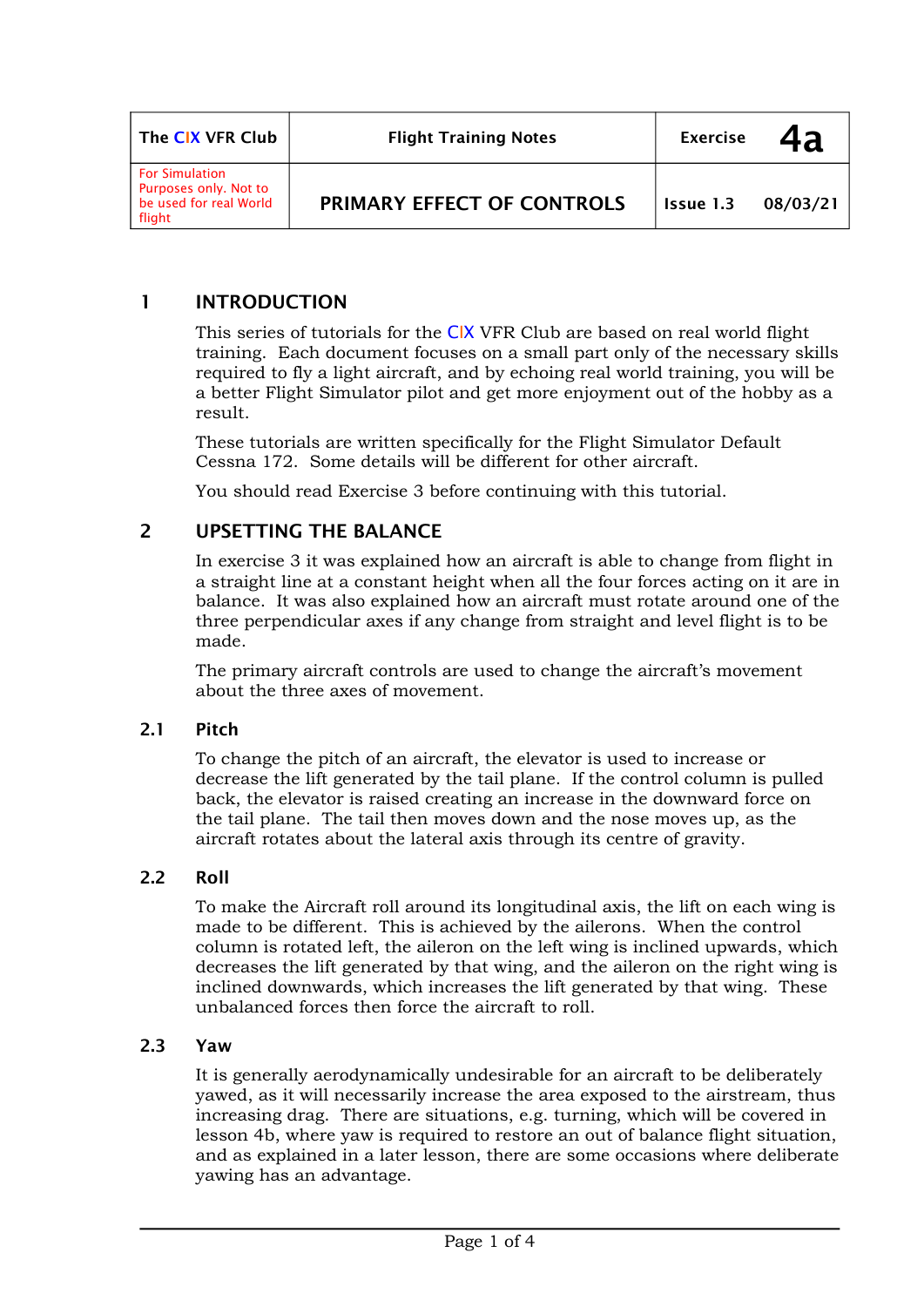| The CIX VFR Club | Flight Training Notes | Exercise | 4a |
| --- | --- | --- | --- |
| For Simulation Purposes only. Not to be used for real World flight | PRIMARY EFFECT OF CONTROLS | Issue 1.3 | 08/03/21 |

## 1 INTRODUCTION

This series of tutorials for the CIX VFR Club are based on real world flight training. Each document focuses on a small part only of the necessary skills required to fly a light aircraft, and by echoing real world training, you will be a better Flight Simulator pilot and get more enjoyment out of the hobby as a result.

These tutorials are written specifically for the Flight Simulator Default Cessna 172. Some details will be different for other aircraft.

You should read Exercise 3 before continuing with this tutorial.

## 2 UPSETTING THE BALANCE

In exercise 3 it was explained how an aircraft is able to change from flight in a straight line at a constant height when all the four forces acting on it are in balance. It was also explained how an aircraft must rotate around one of the three perpendicular axes if any change from straight and level flight is to be made.

The primary aircraft controls are used to change the aircraft's movement about the three axes of movement.

### 2.1 Pitch

To change the pitch of an aircraft, the elevator is used to increase or decrease the lift generated by the tail plane. If the control column is pulled back, the elevator is raised creating an increase in the downward force on the tail plane. The tail then moves down and the nose moves up, as the aircraft rotates about the lateral axis through its centre of gravity.

### 2.2 Roll

To make the Aircraft roll around its longitudinal axis, the lift on each wing is made to be different. This is achieved by the ailerons. When the control column is rotated left, the aileron on the left wing is inclined upwards, which decreases the lift generated by that wing, and the aileron on the right wing is inclined downwards, which increases the lift generated by that wing. These unbalanced forces then force the aircraft to roll.

### 2.3 Yaw

It is generally aerodynamically undesirable for an aircraft to be deliberately yawed, as it will necessarily increase the area exposed to the airstream, thus increasing drag. There are situations, e.g. turning, which will be covered in lesson 4b, where yaw is required to restore an out of balance flight situation, and as explained in a later lesson, there are some occasions where deliberate yawing has an advantage.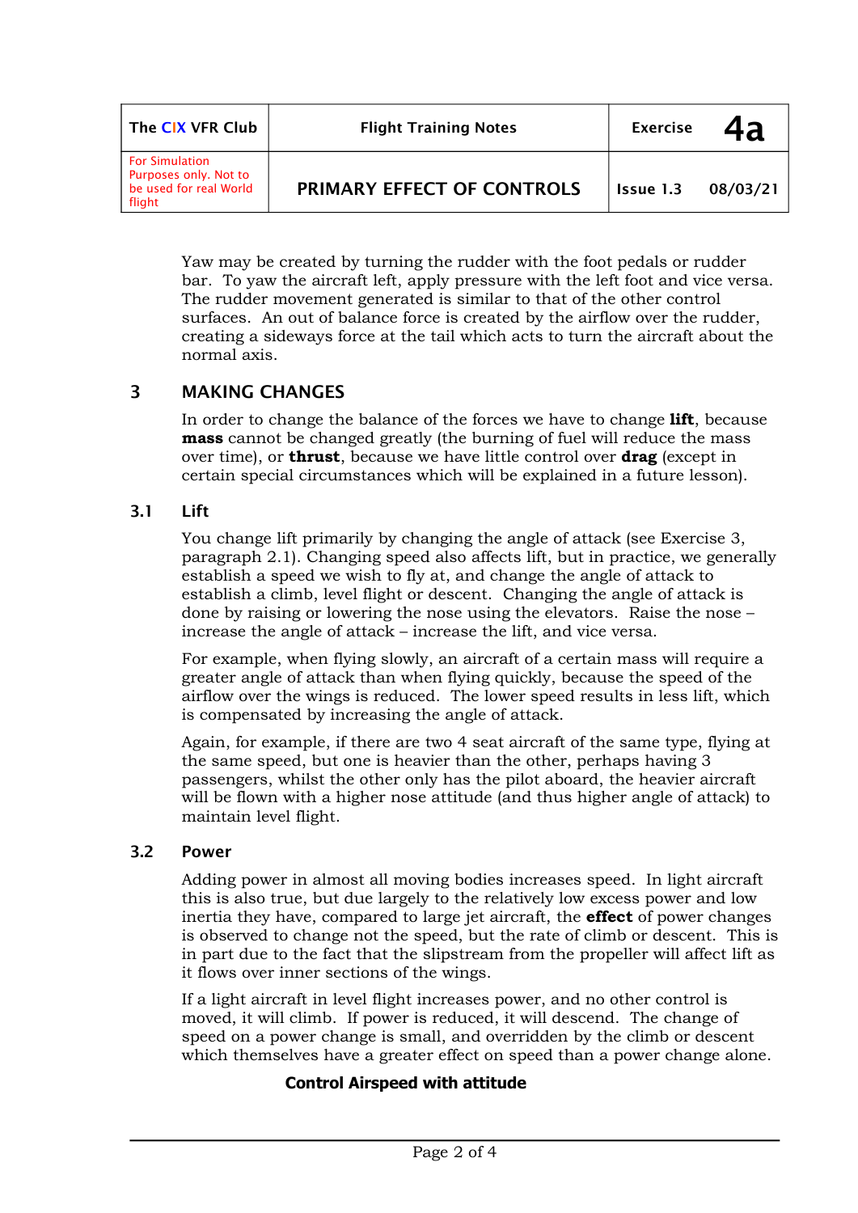Yaw may be created by turning the rudder with the foot pedals or rudder bar. To yaw the aircraft left, apply pressure with the left foot and vice versa. The rudder movement generated is similar to that of the other control surfaces. An out of balance force is created by the airflow over the rudder, creating a sideways force at the tail which acts to turn the aircraft about the normal axis.

## 3 MAKING CHANGES

In order to change the balance of the forces we have to change **lift**, because **mass** cannot be changed greatly (the burning of fuel will reduce the mass over time), or **thrust**, because we have little control over **drag** (except in certain special circumstances which will be explained in a future lesson).

### 3.1 Lift

You change lift primarily by changing the angle of attack (see Exercise 3, paragraph 2.1). Changing speed also affects lift, but in practice, we generally establish a speed we wish to fly at, and change the angle of attack to establish a climb, level flight or descent. Changing the angle of attack is done by raising or lowering the nose using the elevators. Raise the nose – increase the angle of attack – increase the lift, and vice versa.

For example, when flying slowly, an aircraft of a certain mass will require a greater angle of attack than when flying quickly, because the speed of the airflow over the wings is reduced. The lower speed results in less lift, which is compensated by increasing the angle of attack.

Again, for example, if there are two 4 seat aircraft of the same type, flying at the same speed, but one is heavier than the other, perhaps having 3 passengers, whilst the other only has the pilot aboard, the heavier aircraft will be flown with a higher nose attitude (and thus higher angle of attack) to maintain level flight.

### 3.2 Power

Adding power in almost all moving bodies increases speed. In light aircraft this is also true, but due largely to the relatively low excess power and low inertia they have, compared to large jet aircraft, the **effect** of power changes is observed to change not the speed, but the rate of climb or descent. This is in part due to the fact that the slipstream from the propeller will affect lift as it flows over inner sections of the wings.

If a light aircraft in level flight increases power, and no other control is moved, it will climb. If power is reduced, it will descend. The change of speed on a power change is small, and overridden by the climb or descent which themselves have a greater effect on speed than a power change alone.

**Control Airspeed with attitude**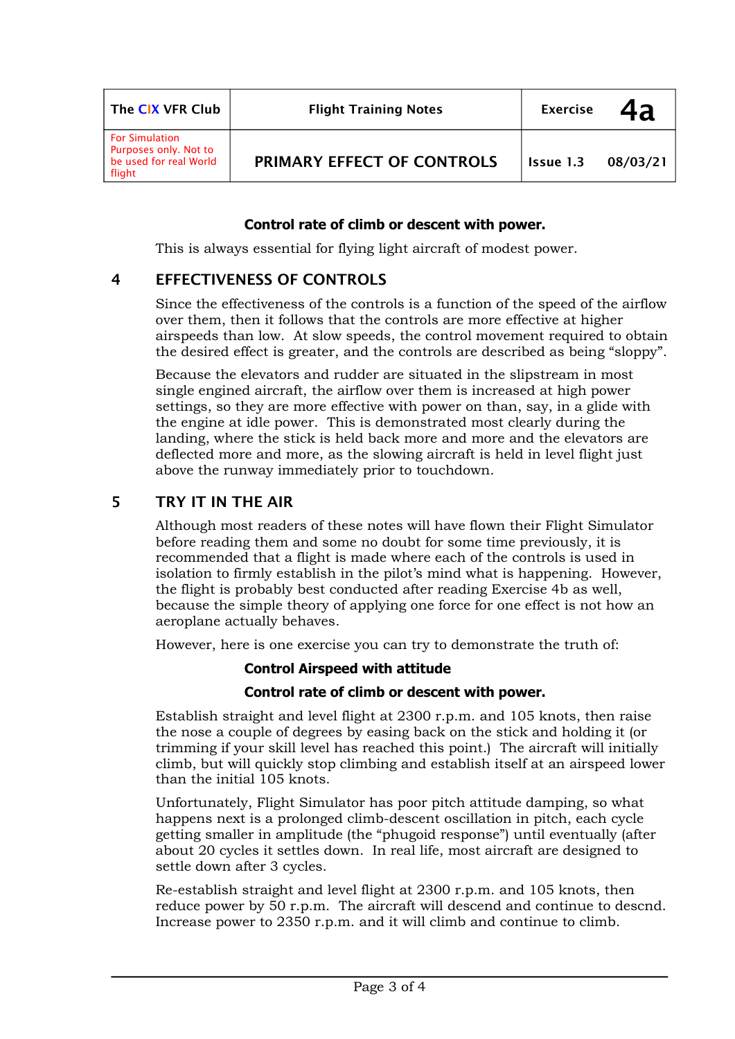**Control rate of climb or descent with power.**

This is always essential for flying light aircraft of modest power.

## 4 EFFECTIVENESS OF CONTROLS

Since the effectiveness of the controls is a function of the speed of the airflow over them, then it follows that the controls are more effective at higher airspeeds than low. At slow speeds, the control movement required to obtain the desired effect is greater, and the controls are described as being "sloppy".

Because the elevators and rudder are situated in the slipstream in most single engined aircraft, the airflow over them is increased at high power settings, so they are more effective with power on than, say, in a glide with the engine at idle power. This is demonstrated most clearly during the landing, where the stick is held back more and more and the elevators are deflected more and more, as the slowing aircraft is held in level flight just above the runway immediately prior to touchdown.

## 5 TRY IT IN THE AIR

Although most readers of these notes will have flown their Flight Simulator before reading them and some no doubt for some time previously, it is recommended that a flight is made where each of the controls is used in isolation to firmly establish in the pilot's mind what is happening. However, the flight is probably best conducted after reading Exercise 4b as well, because the simple theory of applying one force for one effect is not how an aeroplane actually behaves.

However, here is one exercise you can try to demonstrate the truth of:

**Control Airspeed with attitude**

**Control rate of climb or descent with power.**

Establish straight and level flight at 2300 r.p.m. and 105 knots, then raise the nose a couple of degrees by easing back on the stick and holding it (or trimming if your skill level has reached this point.) The aircraft will initially climb, but will quickly stop climbing and establish itself at an airspeed lower than the initial 105 knots.

Unfortunately, Flight Simulator has poor pitch attitude damping, so what happens next is a prolonged climb-descent oscillation in pitch, each cycle getting smaller in amplitude (the "phugoid response") until eventually (after about 20 cycles it settles down. In real life, most aircraft are designed to settle down after 3 cycles.

Re-establish straight and level flight at 2300 r.p.m. and 105 knots, then reduce power by 50 r.p.m. The aircraft will descend and continue to descnd. Increase power to 2350 r.p.m. and it will climb and continue to climb.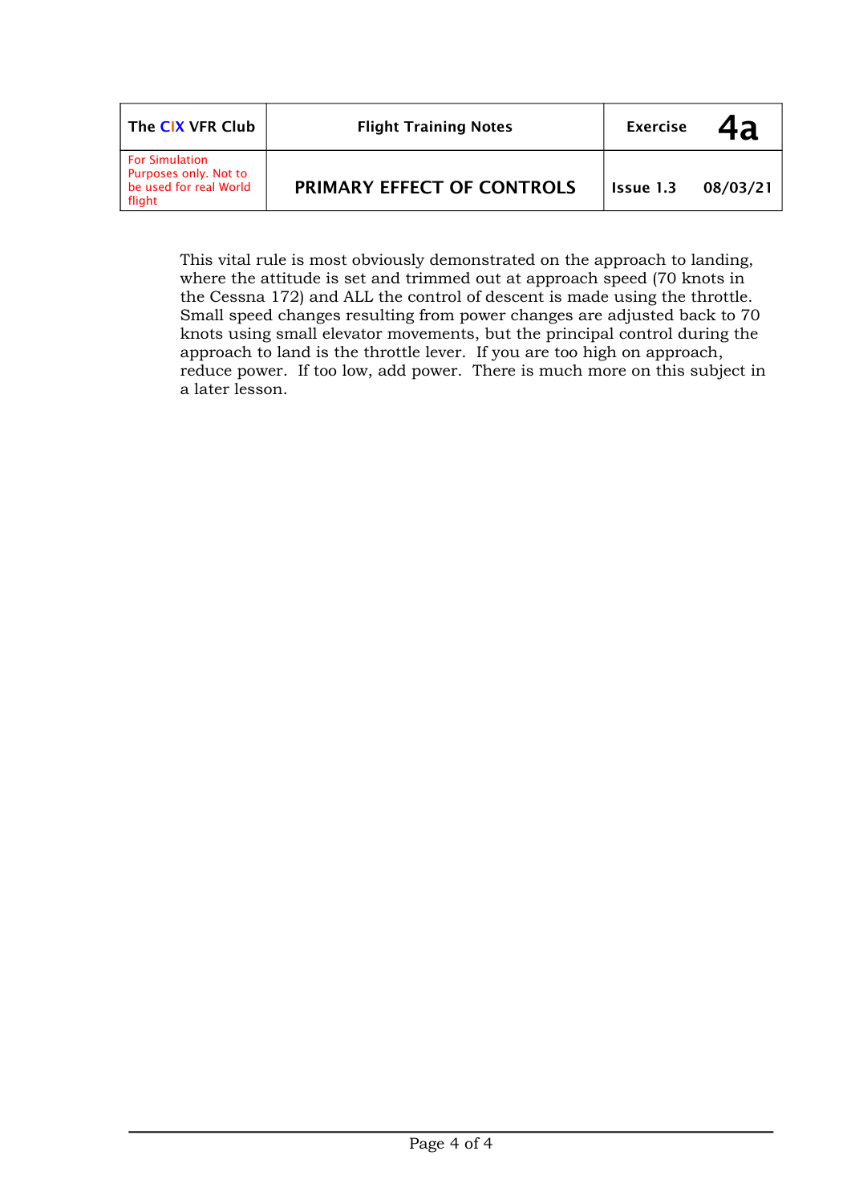This vital rule is most obviously demonstrated on the approach to landing, where the attitude is set and trimmed out at approach speed (70 knots in the Cessna 172) and ALL the control of descent is made using the throttle. Small speed changes resulting from power changes are adjusted back to 70 knots using small elevator movements, but the principal control during the approach to land is the throttle lever. If you are too high on approach, reduce power. If too low, add power. There is much more on this subject in a later lesson.